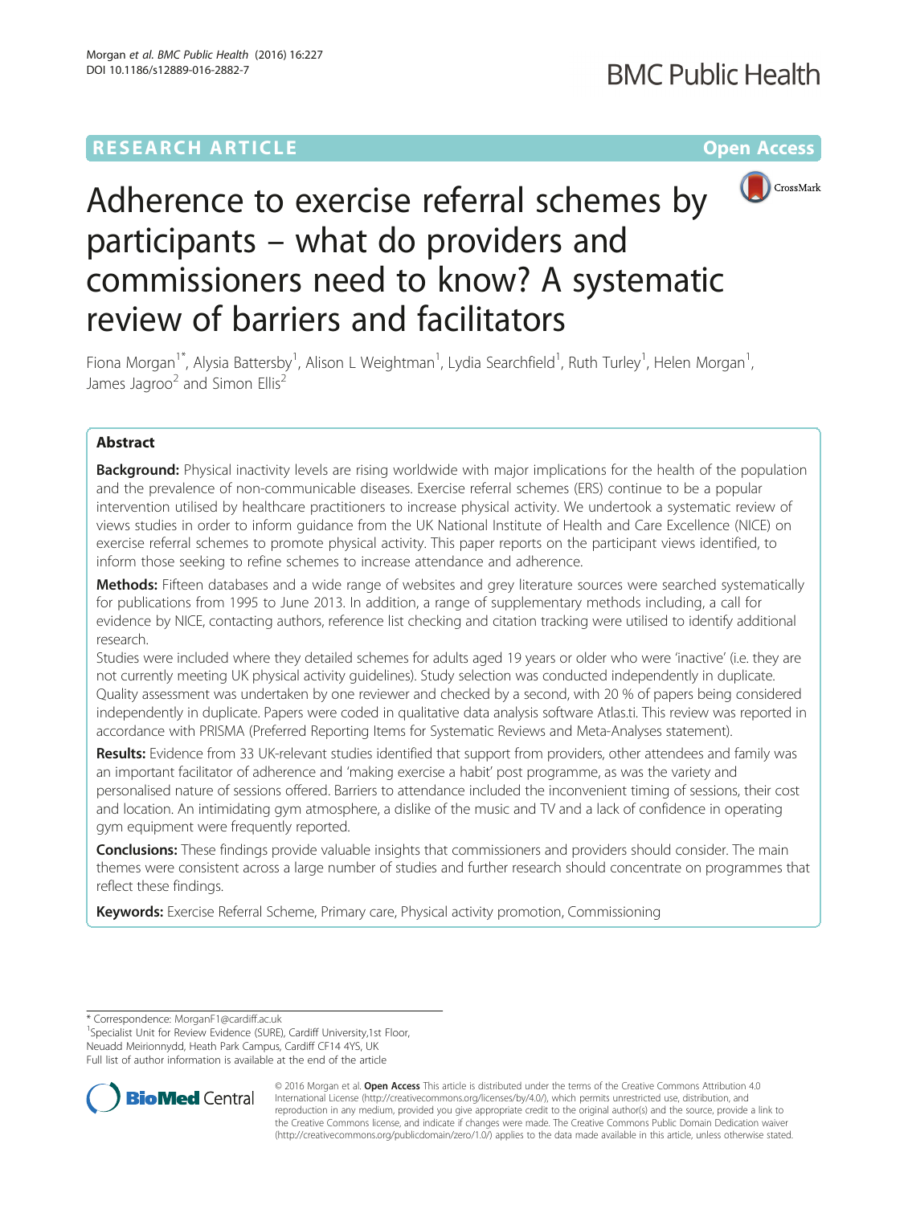RESEARCH ARTICLE

Open Access

# Adherence to exercise referral schemes by participants – what do providers and commissioners need to know? A systematic review of barriers and facilitators

Fiona Morgan[1*], Alysia Battersby[1], Alison L Weightman[1], Lydia Searchfield[1], Ruth Turley[1], Helen Morgan[1], James Jagroo[2] and Simon Ellis[2]

## Abstract

**Background:** Physical inactivity levels are rising worldwide with major implications for the health of the population and the prevalence of non-communicable diseases. Exercise referral schemes (ERS) continue to be a popular intervention utilised by healthcare practitioners to increase physical activity. We undertook a systematic review of views studies in order to inform guidance from the UK National Institute of Health and Care Excellence (NICE) on exercise referral schemes to promote physical activity. This paper reports on the participant views identified, to inform those seeking to refine schemes to increase attendance and adherence.

**Methods:** Fifteen databases and a wide range of websites and grey literature sources were searched systematically for publications from 1995 to June 2013. In addition, a range of supplementary methods including, a call for evidence by NICE, contacting authors, reference list checking and citation tracking were utilised to identify additional research.

Studies were included where they detailed schemes for adults aged 19 years or older who were 'inactive' (i.e. they are not currently meeting UK physical activity guidelines). Study selection was conducted independently in duplicate. Quality assessment was undertaken by one reviewer and checked by a second, with 20 % of papers being considered independently in duplicate. Papers were coded in qualitative data analysis software Atlas.ti. This review was reported in accordance with PRISMA (Preferred Reporting Items for Systematic Reviews and Meta-Analyses statement).

**Results:** Evidence from 33 UK-relevant studies identified that support from providers, other attendees and family was an important facilitator of adherence and 'making exercise a habit' post programme, as was the variety and personalised nature of sessions offered. Barriers to attendance included the inconvenient timing of sessions, their cost and location. An intimidating gym atmosphere, a dislike of the music and TV and a lack of confidence in operating gym equipment were frequently reported.

**Conclusions:** These findings provide valuable insights that commissioners and providers should consider. The main themes were consistent across a large number of studies and further research should concentrate on programmes that reflect these findings.

**Keywords:** Exercise Referral Scheme, Primary care, Physical activity promotion, Commissioning

---

\* Correspondence: MorganF1@cardiff.ac.uk

[1]Specialist Unit for Review Evidence (SURE), Cardiff University,1st Floor, Neuadd Meirionnydd, Heath Park Campus, Cardiff CF14 4YS, UK

Full list of author information is available at the end of the article

© 2016 Morgan et al. **Open Access** This article is distributed under the terms of the Creative Commons Attribution 4.0 International License (http://creativecommons.org/licenses/by/4.0/), which permits unrestricted use, distribution, and reproduction in any medium, provided you give appropriate credit to the original author(s) and the source, provide a link to the Creative Commons license, and indicate if changes were made. The Creative Commons Public Domain Dedication waiver (http://creativecommons.org/publicdomain/zero/1.0/) applies to the data made available in this article, unless otherwise stated.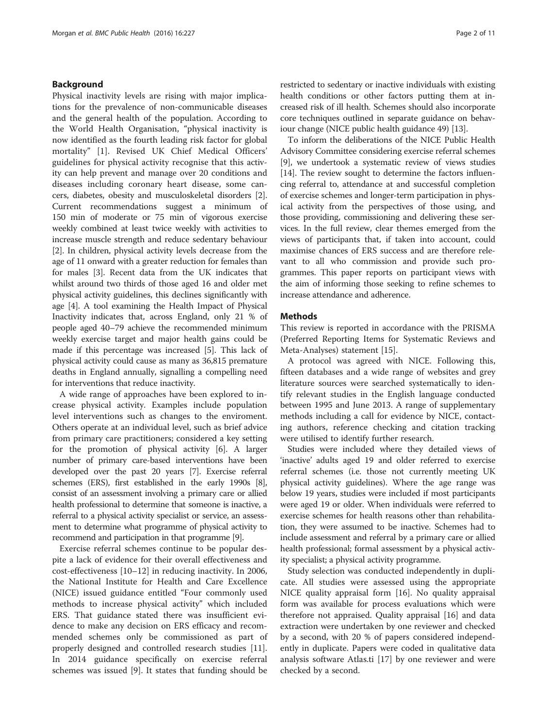## Background

Physical inactivity levels are rising with major implications for the prevalence of non-communicable diseases and the general health of the population. According to the World Health Organisation, "physical inactivity is now identified as the fourth leading risk factor for global mortality" [1]. Revised UK Chief Medical Officers' guidelines for physical activity recognise that this activity can help prevent and manage over 20 conditions and diseases including coronary heart disease, some cancers, diabetes, obesity and musculoskeletal disorders [2]. Current recommendations suggest a minimum of 150 min of moderate or 75 min of vigorous exercise weekly combined at least twice weekly with activities to increase muscle strength and reduce sedentary behaviour [2]. In children, physical activity levels decrease from the age of 11 onward with a greater reduction for females than for males [3]. Recent data from the UK indicates that whilst around two thirds of those aged 16 and older met physical activity guidelines, this declines significantly with age [4]. A tool examining the Health Impact of Physical Inactivity indicates that, across England, only 21 % of people aged 40–79 achieve the recommended minimum weekly exercise target and major health gains could be made if this percentage was increased [5]. This lack of physical activity could cause as many as 36,815 premature deaths in England annually, signalling a compelling need for interventions that reduce inactivity.

A wide range of approaches have been explored to increase physical activity. Examples include population level interventions such as changes to the enviroment. Others operate at an individual level, such as brief advice from primary care practitioners; considered a key setting for the promotion of physical activity [6]. A larger number of primary care-based interventions have been developed over the past 20 years [7]. Exercise referral schemes (ERS), first established in the early 1990s [8], consist of an assessment involving a primary care or allied health professional to determine that someone is inactive, a referral to a physical activity specialist or service, an assessment to determine what programme of physical activity to recommend and participation in that programme [9].

Exercise referral schemes continue to be popular despite a lack of evidence for their overall effectiveness and cost-effectiveness [10–12] in reducing inactivity. In 2006, the National Institute for Health and Care Excellence (NICE) issued guidance entitled "Four commonly used methods to increase physical activity" which included ERS. That guidance stated there was insufficient evidence to make any decision on ERS efficacy and recommended schemes only be commissioned as part of properly designed and controlled research studies [11]. In 2014 guidance specifically on exercise referral schemes was issued [9]. It states that funding should be restricted to sedentary or inactive individuals with existing health conditions or other factors putting them at increased risk of ill health. Schemes should also incorporate core techniques outlined in separate guidance on behaviour change (NICE public health guidance 49) [13].

To inform the deliberations of the NICE Public Health Advisory Committee considering exercise referral schemes [9], we undertook a systematic review of views studies [14]. The review sought to determine the factors influencing referral to, attendance at and successful completion of exercise schemes and longer-term participation in physical activity from the perspectives of those using, and those providing, commissioning and delivering these services. In the full review, clear themes emerged from the views of participants that, if taken into account, could maximise chances of ERS success and are therefore relevant to all who commission and provide such programmes. This paper reports on participant views with the aim of informing those seeking to refine schemes to increase attendance and adherence.

## Methods

This review is reported in accordance with the PRISMA (Preferred Reporting Items for Systematic Reviews and Meta-Analyses) statement [15].

A protocol was agreed with NICE. Following this, fifteen databases and a wide range of websites and grey literature sources were searched systematically to identify relevant studies in the English language conducted between 1995 and June 2013. A range of supplementary methods including a call for evidence by NICE, contacting authors, reference checking and citation tracking were utilised to identify further research.

Studies were included where they detailed views of 'inactive' adults aged 19 and older referred to exercise referral schemes (i.e. those not currently meeting UK physical activity guidelines). Where the age range was below 19 years, studies were included if most participants were aged 19 or older. When individuals were referred to exercise schemes for health reasons other than rehabilitation, they were assumed to be inactive. Schemes had to include assessment and referral by a primary care or allied health professional; formal assessment by a physical activity specialist; a physical activity programme.

Study selection was conducted independently in duplicate. All studies were assessed using the appropriate NICE quality appraisal form [16]. No quality appraisal form was available for process evaluations which were therefore not appraised. Quality appraisal [16] and data extraction were undertaken by one reviewer and checked by a second, with 20 % of papers considered independently in duplicate. Papers were coded in qualitative data analysis software Atlas.ti [17] by one reviewer and were checked by a second.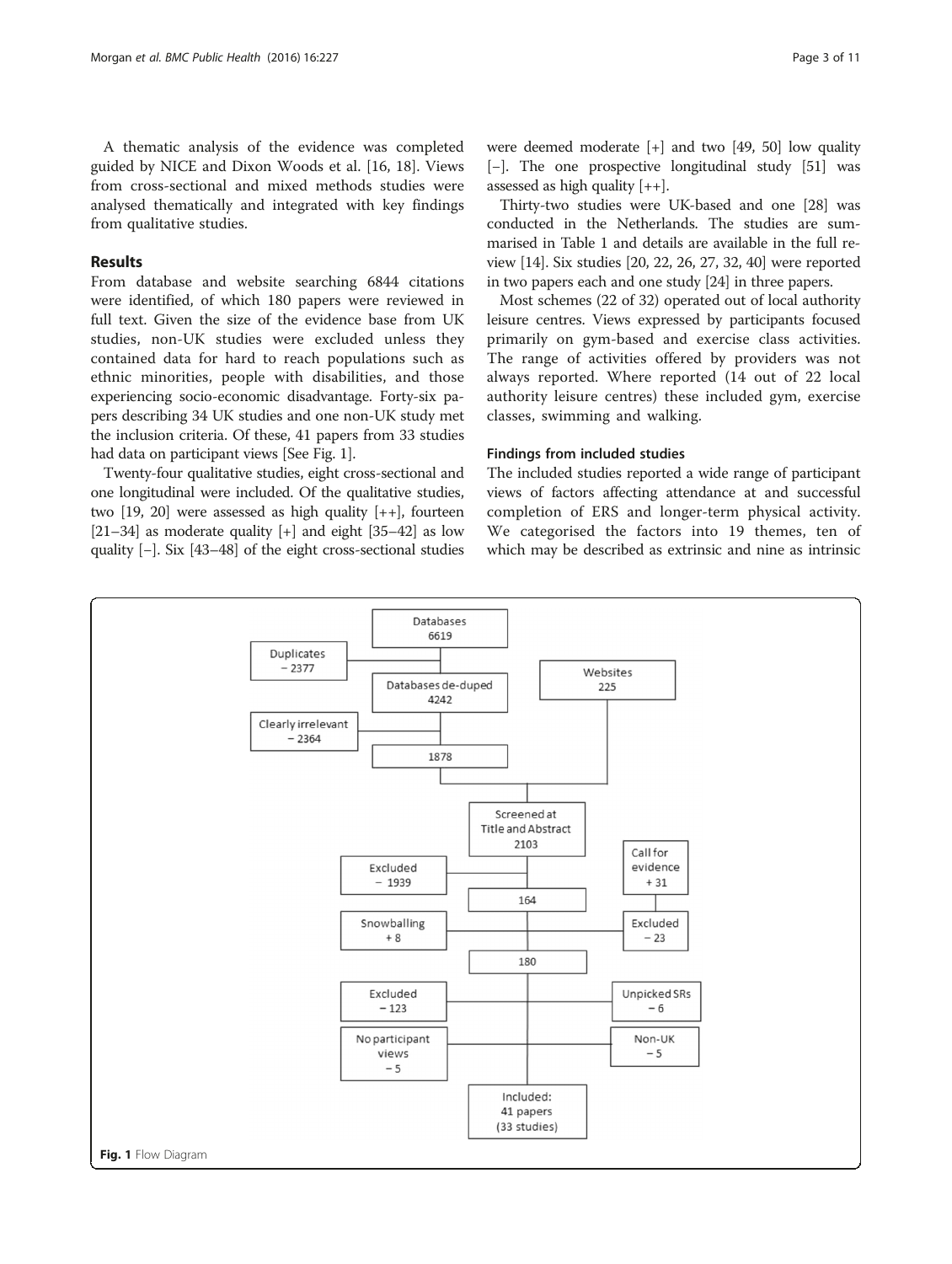A thematic analysis of the evidence was completed guided by NICE and Dixon Woods et al. [16, 18]. Views from cross-sectional and mixed methods studies were analysed thematically and integrated with key findings from qualitative studies.

## Results

From database and website searching 6844 citations were identified, of which 180 papers were reviewed in full text. Given the size of the evidence base from UK studies, non-UK studies were excluded unless they contained data for hard to reach populations such as ethnic minorities, people with disabilities, and those experiencing socio-economic disadvantage. Forty-six papers describing 34 UK studies and one non-UK study met the inclusion criteria. Of these, 41 papers from 33 studies had data on participant views [See Fig. 1].

Twenty-four qualitative studies, eight cross-sectional and one longitudinal were included. Of the qualitative studies, two [19, 20] were assessed as high quality [++], fourteen [21–34] as moderate quality [+] and eight [35–42] as low quality [–]. Six [43–48] of the eight cross-sectional studies were deemed moderate [+] and two [49, 50] low quality [–]. The one prospective longitudinal study [51] was assessed as high quality [++].

Thirty-two studies were UK-based and one [28] was conducted in the Netherlands. The studies are summarised in Table 1 and details are available in the full review [14]. Six studies [20, 22, 26, 27, 32, 40] were reported in two papers each and one study [24] in three papers.

Most schemes (22 of 32) operated out of local authority leisure centres. Views expressed by participants focused primarily on gym-based and exercise class activities. The range of activities offered by providers was not always reported. Where reported (14 out of 22 local authority leisure centres) these included gym, exercise classes, swimming and walking.

### Findings from included studies

The included studies reported a wide range of participant views of factors affecting attendance at and successful completion of ERS and longer-term physical activity. We categorised the factors into 19 themes, ten of which may be described as extrinsic and nine as intrinsic

Databases 6619
Duplicates – 2377
Databases de-duped 4242
Clearly irrelevant – 2364
1878
Websites 225
Screened at Title and Abstract 2103
Excluded – 1939
164
Call for evidence + 31
Excluded – 23
Snowballing + 8
180
Excluded – 123
Unpicked SRs – 6
No participant views – 5
Non-UK – 5
Included: 41 papers (33 studies)

**Fig. 1** Flow Diagram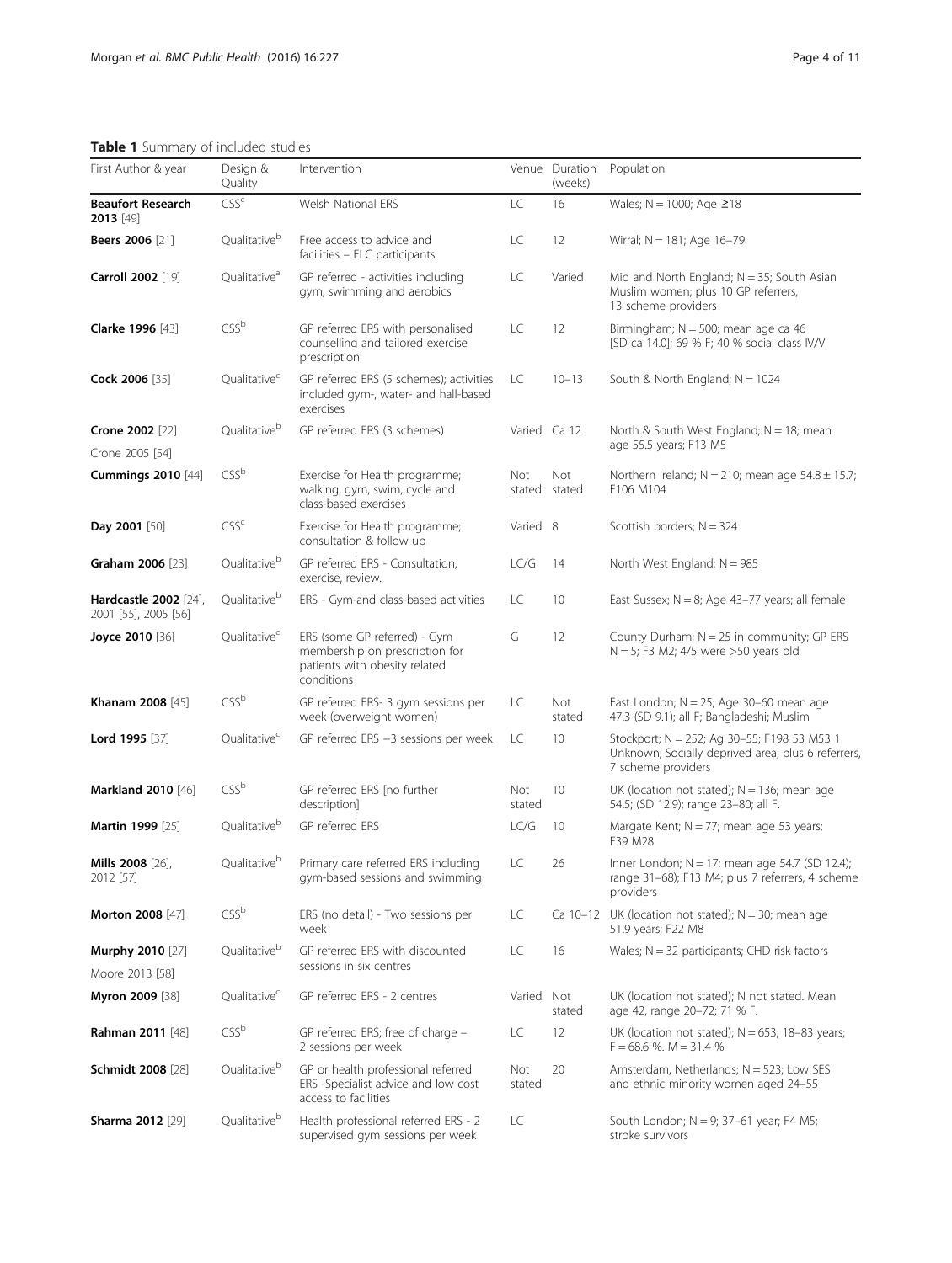**Table 1** Summary of included studies

| First Author & year | Design & Quality | Intervention | Venue | Duration (weeks) | Population |
|---|---|---|---|---|---|
| **Beaufort Research 2013** [49] | CSS[c] | Welsh National ERS | LC | 16 | Wales; N = 1000; Age ≥18 |
| **Beers 2006** [21] | Qualitative[b] | Free access to advice and facilities – ELC participants | LC | 12 | Wirral; N = 181; Age 16–79 |
| **Carroll 2002** [19] | Qualitative[a] | GP referred - activities including gym, swimming and aerobics | LC | Varied | Mid and North England; N = 35; South Asian Muslim women; plus 10 GP referrers, 13 scheme providers |
| **Clarke 1996** [43] | CSS[b] | GP referred ERS with personalised counselling and tailored exercise prescription | LC | 12 | Birmingham; N = 500; mean age ca 46 [SD ca 14.0]; 69 % F; 40 % social class IV/V |
| **Cock 2006** [35] | Qualitative[c] | GP referred ERS (5 schemes); activities included gym-, water- and hall-based exercises | LC | 10–13 | South & North England; N = 1024 |
| **Crone 2002** [22] Crone 2005 [54] | Qualitative[b] | GP referred ERS (3 schemes) | Varied | Ca 12 | North & South West England; N = 18; mean age 55.5 years; F13 M5 |
| **Cummings 2010** [44] | CSS[b] | Exercise for Health programme; walking, gym, swim, cycle and class-based exercises | Not stated | Not stated | Northern Ireland; N = 210; mean age 54.8 ± 15.7; F106 M104 |
| **Day 2001** [50] | CSS[c] | Exercise for Health programme; consultation & follow up | Varied | 8 | Scottish borders; N = 324 |
| **Graham 2006** [23] | Qualitative[b] | GP referred ERS - Consultation, exercise, review. | LC/G | 14 | North West England; N = 985 |
| **Hardcastle 2002** [24], 2001 [55], 2005 [56] | Qualitative[b] | ERS - Gym-and class-based activities | LC | 10 | East Sussex; N = 8; Age 43–77 years; all female |
| **Joyce 2010** [36] | Qualitative[c] | ERS (some GP referred) - Gym membership on prescription for patients with obesity related conditions | G | 12 | County Durham; N = 25 in community; GP ERS N = 5; F3 M2; 4/5 were >50 years old |
| **Khanam 2008** [45] | CSS[b] | GP referred ERS- 3 gym sessions per week (overweight women) | LC | Not stated | East London; N = 25; Age 30–60 mean age 47.3 (SD 9.1); all F; Bangladeshi; Muslim |
| **Lord 1995** [37] | Qualitative[c] | GP referred ERS –3 sessions per week | LC | 10 | Stockport; N = 252; Ag 30–55; F198 53 M53 1 Unknown; Socially deprived area; plus 6 referrers, 7 scheme providers |
| **Markland 2010** [46] | CSS[b] | GP referred ERS [no further description] | Not stated | 10 | UK (location not stated); N = 136; mean age 54.5; (SD 12.9); range 23–80; all F. |
| **Martin 1999** [25] | Qualitative[b] | GP referred ERS | LC/G | 10 | Margate Kent; N = 77; mean age 53 years; F39 M28 |
| **Mills 2008** [26], 2012 [57] | Qualitative[b] | Primary care referred ERS including gym-based sessions and swimming | LC | 26 | Inner London; N = 17; mean age 54.7 (SD 12.4); range 31–68); F13 M4; plus 7 referrers, 4 scheme providers |
| **Morton 2008** [47] | CSS[b] | ERS (no detail) - Two sessions per week | LC | Ca 10–12 | UK (location not stated); N = 30; mean age 51.9 years; F22 M8 |
| **Murphy 2010** [27] Moore 2013 [58] | Qualitative[b] | GP referred ERS with discounted sessions in six centres | LC | 16 | Wales; N = 32 participants; CHD risk factors |
| **Myron 2009** [38] | Qualitative[c] | GP referred ERS - 2 centres | Varied | Not stated | UK (location not stated); N not stated. Mean age 42, range 20–72; 71 % F. |
| **Rahman 2011** [48] | CSS[b] | GP referred ERS; free of charge – 2 sessions per week | LC | 12 | UK (location not stated); N = 653; 18–83 years; F = 68.6 %. M = 31.4 % |
| **Schmidt 2008** [28] | Qualitative[b] | GP or health professional referred ERS -Specialist advice and low cost access to facilities | Not stated | 20 | Amsterdam, Netherlands; N = 523; Low SES and ethnic minority women aged 24–55 |
| **Sharma 2012** [29] | Qualitative[b] | Health professional referred ERS - 2 supervised gym sessions per week | LC | | South London; N = 9; 37–61 year; F4 M5; stroke survivors |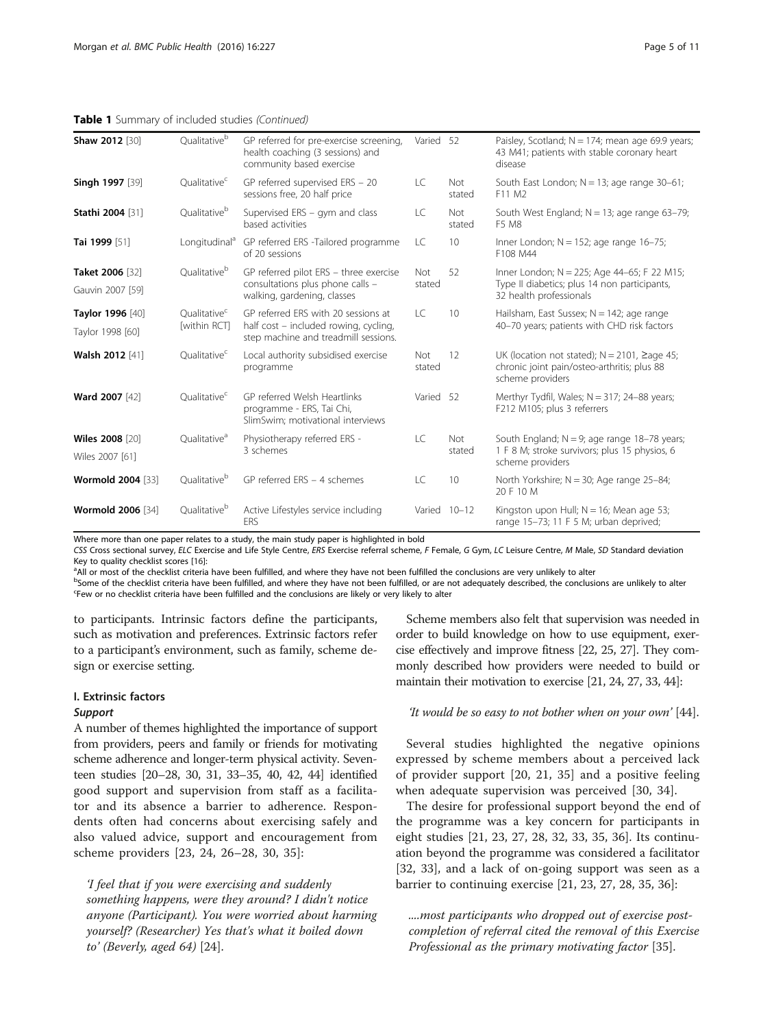**Table 1** Summary of included studies *(Continued)*

| | | | | | |
|---|---|---|---|---|---|
| **Shaw 2012** [30] | Qualitative[b] | GP referred for pre-exercise screening, health coaching (3 sessions) and community based exercise | Varied | 52 | Paisley, Scotland; N = 174; mean age 69.9 years; 43 M41; patients with stable coronary heart disease |
| **Singh 1997** [39] | Qualitative[c] | GP referred supervised ERS – 20 sessions free, 20 half price | LC | Not stated | South East London; N = 13; age range 30–61; F11 M2 |
| **Stathi 2004** [31] | Qualitative[b] | Supervised ERS – gym and class based activities | LC | Not stated | South West England; N = 13; age range 63–79; F5 M8 |
| **Tai 1999** [51] | Longitudinal[a] | GP referred ERS -Tailored programme of 20 sessions | LC | 10 | Inner London; N = 152; age range 16–75; F108 M44 |
| **Taket 2006** [32]<br>Gauvin 2007 [59] | Qualitative[b] | GP referred pilot ERS – three exercise consultations plus phone calls – walking, gardening, classes | Not stated | 52 | Inner London; N = 225; Age 44–65; F 22 M15; Type II diabetics; plus 14 non participants, 32 health professionals |
| **Taylor 1996** [40]<br>Taylor 1998 [60] | Qualitative[c] [within RCT] | GP referred ERS with 20 sessions at half cost – included rowing, cycling, step machine and treadmill sessions. | LC | 10 | Hailsham, East Sussex; N = 142; age range 40–70 years; patients with CHD risk factors |
| **Walsh 2012** [41] | Qualitative[c] | Local authority subsidised exercise programme | Not stated | 12 | UK (location not stated); N = 2101, ≥age 45; chronic joint pain/osteo-arthritis; plus 88 scheme providers |
| **Ward 2007** [42] | Qualitative[c] | GP referred Welsh Heartlinks programme - ERS, Tai Chi, SlimSwim; motivational interviews | Varied | 52 | Merthyr Tydfil, Wales; N = 317; 24–88 years; F212 M105; plus 3 referrers |
| **Wiles 2008** [20]<br>Wiles 2007 [61] | Qualitative[a] | Physiotherapy referred ERS - 3 schemes | LC | Not stated | South England; N = 9; age range 18–78 years; 1 F 8 M; stroke survivors; plus 15 physios, 6 scheme providers |
| **Wormold 2004** [33] | Qualitative[b] | GP referred ERS – 4 schemes | LC | 10 | North Yorkshire; N = 30; Age range 25–84; 20 F 10 M |
| **Wormold 2006** [34] | Qualitative[b] | Active Lifestyles service including ERS | Varied | 10–12 | Kingston upon Hull; N = 16; Mean age 53; range 15–73; 11 F 5 M; urban deprived; |

Where more than one paper relates to a study, the main study paper is highlighted in bold

*CSS* Cross sectional survey, *ELC* Exercise and Life Style Centre, *ERS* Exercise referral scheme, *F* Female, *G* Gym, *LC* Leisure Centre, *M* Male, *SD* Standard deviation

Key to quality checklist scores [16]:

[a]All or most of the checklist criteria have been fulfilled, and where they have not been fulfilled the conclusions are very unlikely to alter

[b]Some of the checklist criteria have been fulfilled, and where they have not been fulfilled, or are not adequately described, the conclusions are unlikely to alter

[c]Few or no checklist criteria have been fulfilled and the conclusions are likely or very likely to alter

to participants. Intrinsic factors define the participants, such as motivation and preferences. Extrinsic factors refer to a participant's environment, such as family, scheme design or exercise setting.

### I. Extrinsic factors

#### *Support*

A number of themes highlighted the importance of support from providers, peers and family or friends for motivating scheme adherence and longer-term physical activity. Seventeen studies [20–28, 30, 31, 33–35, 40, 42, 44] identified good support and supervision from staff as a facilitator and its absence a barrier to adherence. Respondents often had concerns about exercising safely and also valued advice, support and encouragement from scheme providers [23, 24, 26–28, 30, 35]:

> *'I feel that if you were exercising and suddenly something happens, were they around? I didn't notice anyone (Participant). You were worried about harming yourself? (Researcher) Yes that's what it boiled down to' (Beverly, aged 64)* [24].

Scheme members also felt that supervision was needed in order to build knowledge on how to use equipment, exercise effectively and improve fitness [22, 25, 27]. They commonly described how providers were needed to build or maintain their motivation to exercise [21, 24, 27, 33, 44]:

> *'It would be so easy to not bother when on your own'* [44].

Several studies highlighted the negative opinions expressed by scheme members about a perceived lack of provider support [20, 21, 35] and a positive feeling when adequate supervision was perceived [30, 34].

The desire for professional support beyond the end of the programme was a key concern for participants in eight studies [21, 23, 27, 28, 32, 33, 35, 36]. Its continuation beyond the programme was considered a facilitator [32, 33], and a lack of on-going support was seen as a barrier to continuing exercise [21, 23, 27, 28, 35, 36]:

> *....most participants who dropped out of exercise post-completion of referral cited the removal of this Exercise Professional as the primary motivating factor* [35].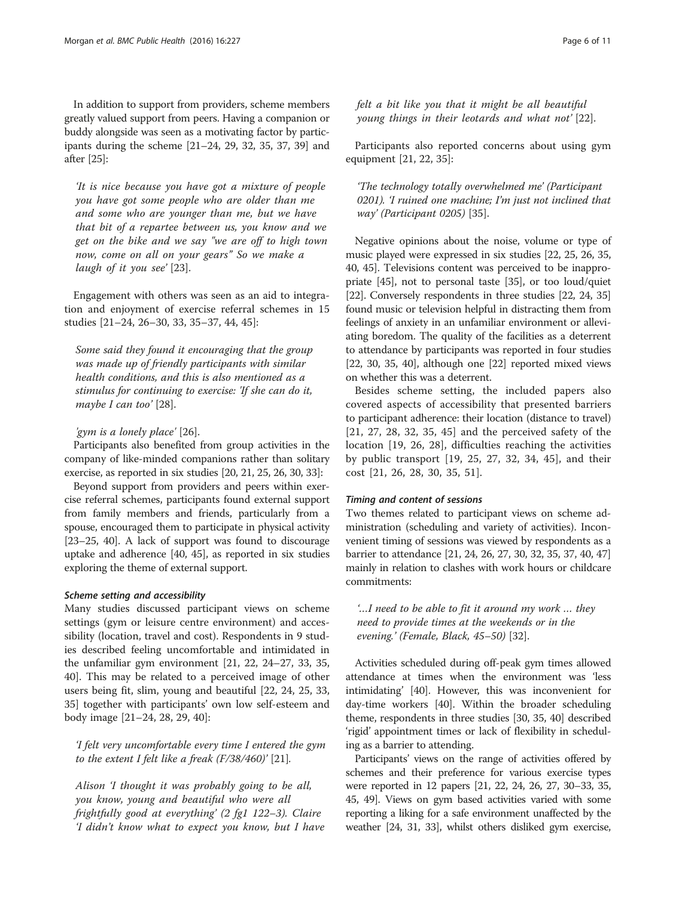In addition to support from providers, scheme members greatly valued support from peers. Having a companion or buddy alongside was seen as a motivating factor by participants during the scheme [21–24, 29, 32, 35, 37, 39] and after [25]:

> *'It is nice because you have got a mixture of people you have got some people who are older than me and some who are younger than me, but we have that bit of a repartee between us, you know and we get on the bike and we say "we are off to high town now, come on all on your gears" So we make a laugh of it you see'* [23].

Engagement with others was seen as an aid to integration and enjoyment of exercise referral schemes in 15 studies [21–24, 26–30, 33, 35–37, 44, 45]:

> *Some said they found it encouraging that the group was made up of friendly participants with similar health conditions, and this is also mentioned as a stimulus for continuing to exercise: 'If she can do it, maybe I can too'* [28].
>
> *'gym is a lonely place'* [26].

Participants also benefited from group activities in the company of like-minded companions rather than solitary exercise, as reported in six studies [20, 21, 25, 26, 30, 33]:

Beyond support from providers and peers within exercise referral schemes, participants found external support from family members and friends, particularly from a spouse, encouraged them to participate in physical activity [23–25, 40]. A lack of support was found to discourage uptake and adherence [40, 45], as reported in six studies exploring the theme of external support.

#### *Scheme setting and accessibility*

Many studies discussed participant views on scheme settings (gym or leisure centre environment) and accessibility (location, travel and cost). Respondents in 9 studies described feeling uncomfortable and intimidated in the unfamiliar gym environment [21, 22, 24–27, 33, 35, 40]. This may be related to a perceived image of other users being fit, slim, young and beautiful [22, 24, 25, 33, 35] together with participants' own low self-esteem and body image [21–24, 28, 29, 40]:

> *'I felt very uncomfortable every time I entered the gym to the extent I felt like a freak (F/38/460)'* [21].
>
> *Alison 'I thought it was probably going to be all, you know, young and beautiful who were all frightfully good at everything' (2 fg1 122–3). Claire 'I didn't know what to expect you know, but I have felt a bit like you that it might be all beautiful young things in their leotards and what not'* [22].

Participants also reported concerns about using gym equipment [21, 22, 35]:

> *'The technology totally overwhelmed me' (Participant 0201). 'I ruined one machine; I'm just not inclined that way' (Participant 0205)* [35].

Negative opinions about the noise, volume or type of music played were expressed in six studies [22, 25, 26, 35, 40, 45]. Televisions content was perceived to be inappropriate [45], not to personal taste [35], or too loud/quiet [22]. Conversely respondents in three studies [22, 24, 35] found music or television helpful in distracting them from feelings of anxiety in an unfamiliar environment or alleviating boredom. The quality of the facilities as a deterrent to attendance by participants was reported in four studies [22, 30, 35, 40], although one [22] reported mixed views on whether this was a deterrent.

Besides scheme setting, the included papers also covered aspects of accessibility that presented barriers to participant adherence: their location (distance to travel) [21, 27, 28, 32, 35, 45] and the perceived safety of the location [19, 26, 28], difficulties reaching the activities by public transport [19, 25, 27, 32, 34, 45], and their cost [21, 26, 28, 30, 35, 51].

#### *Timing and content of sessions*

Two themes related to participant views on scheme administration (scheduling and variety of activities). Inconvenient timing of sessions was viewed by respondents as a barrier to attendance [21, 24, 26, 27, 30, 32, 35, 37, 40, 47] mainly in relation to clashes with work hours or childcare commitments:

> *'…I need to be able to fit it around my work … they need to provide times at the weekends or in the evening.' (Female, Black, 45–50)* [32].

Activities scheduled during off-peak gym times allowed attendance at times when the environment was 'less intimidating' [40]. However, this was inconvenient for day-time workers [40]. Within the broader scheduling theme, respondents in three studies [30, 35, 40] described 'rigid' appointment times or lack of flexibility in scheduling as a barrier to attending.

Participants' views on the range of activities offered by schemes and their preference for various exercise types were reported in 12 papers [21, 22, 24, 26, 27, 30–33, 35, 45, 49]. Views on gym based activities varied with some reporting a liking for a safe environment unaffected by the weather [24, 31, 33], whilst others disliked gym exercise,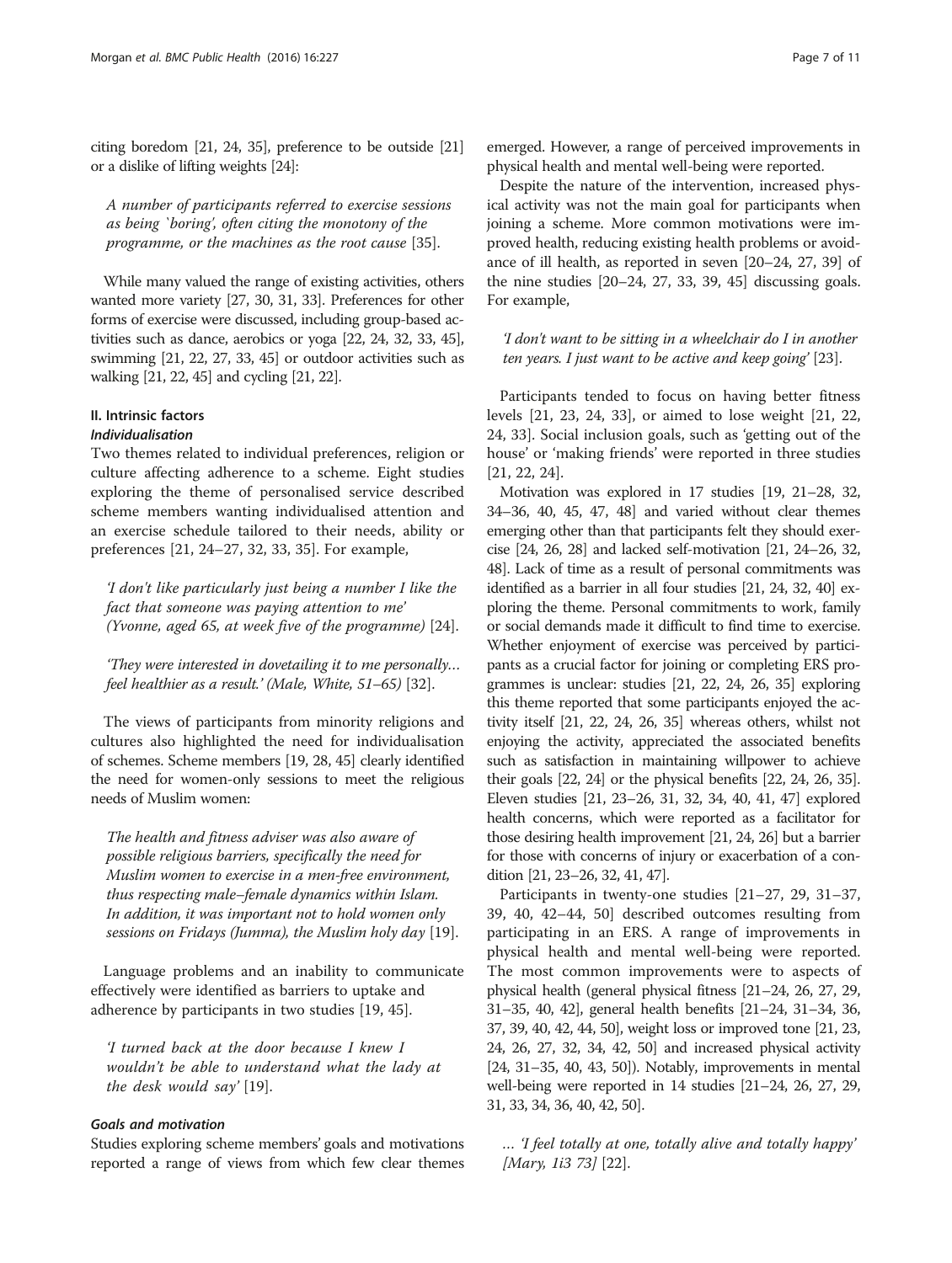citing boredom [21, 24, 35], preference to be outside [21] or a dislike of lifting weights [24]:

> *A number of participants referred to exercise sessions as being `boring', often citing the monotony of the programme, or the machines as the root cause* [35].

While many valued the range of existing activities, others wanted more variety [27, 30, 31, 33]. Preferences for other forms of exercise were discussed, including group-based activities such as dance, aerobics or yoga [22, 24, 32, 33, 45], swimming [21, 22, 27, 33, 45] or outdoor activities such as walking [21, 22, 45] and cycling [21, 22].

### II. Intrinsic factors

#### *Individualisation*

Two themes related to individual preferences, religion or culture affecting adherence to a scheme. Eight studies exploring the theme of personalised service described scheme members wanting individualised attention and an exercise schedule tailored to their needs, ability or preferences [21, 24–27, 32, 33, 35]. For example,

> *'I don't like particularly just being a number I like the fact that someone was paying attention to me' (Yvonne, aged 65, at week five of the programme)* [24].

> *'They were interested in dovetailing it to me personally… feel healthier as a result.' (Male, White, 51–65)* [32].

The views of participants from minority religions and cultures also highlighted the need for individualisation of schemes. Scheme members [19, 28, 45] clearly identified the need for women-only sessions to meet the religious needs of Muslim women:

> *The health and fitness adviser was also aware of possible religious barriers, specifically the need for Muslim women to exercise in a men-free environment, thus respecting male–female dynamics within Islam. In addition, it was important not to hold women only sessions on Fridays (Jumma), the Muslim holy day* [19].

Language problems and an inability to communicate effectively were identified as barriers to uptake and adherence by participants in two studies [19, 45].

> *'I turned back at the door because I knew I wouldn't be able to understand what the lady at the desk would say'* [19].

#### *Goals and motivation*

Studies exploring scheme members' goals and motivations reported a range of views from which few clear themes emerged. However, a range of perceived improvements in physical health and mental well-being were reported.

Despite the nature of the intervention, increased physical activity was not the main goal for participants when joining a scheme. More common motivations were improved health, reducing existing health problems or avoidance of ill health, as reported in seven [20–24, 27, 39] of the nine studies [20–24, 27, 33, 39, 45] discussing goals. For example,

> *'I don't want to be sitting in a wheelchair do I in another ten years. I just want to be active and keep going'* [23].

Participants tended to focus on having better fitness levels [21, 23, 24, 33], or aimed to lose weight [21, 22, 24, 33]. Social inclusion goals, such as 'getting out of the house' or 'making friends' were reported in three studies [21, 22, 24].

Motivation was explored in 17 studies [19, 21–28, 32, 34–36, 40, 45, 47, 48] and varied without clear themes emerging other than that participants felt they should exercise [24, 26, 28] and lacked self-motivation [21, 24–26, 32, 48]. Lack of time as a result of personal commitments was identified as a barrier in all four studies [21, 24, 32, 40] exploring the theme. Personal commitments to work, family or social demands made it difficult to find time to exercise. Whether enjoyment of exercise was perceived by participants as a crucial factor for joining or completing ERS programmes is unclear: studies [21, 22, 24, 26, 35] exploring this theme reported that some participants enjoyed the activity itself [21, 22, 24, 26, 35] whereas others, whilst not enjoying the activity, appreciated the associated benefits such as satisfaction in maintaining willpower to achieve their goals [22, 24] or the physical benefits [22, 24, 26, 35]. Eleven studies [21, 23–26, 31, 32, 34, 40, 41, 47] explored health concerns, which were reported as a facilitator for those desiring health improvement [21, 24, 26] but a barrier for those with concerns of injury or exacerbation of a condition [21, 23–26, 32, 41, 47].

Participants in twenty-one studies [21–27, 29, 31–37, 39, 40, 42–44, 50] described outcomes resulting from participating in an ERS. A range of improvements in physical health and mental well-being were reported. The most common improvements were to aspects of physical health (general physical fitness [21–24, 26, 27, 29, 31–35, 40, 42], general health benefits [21–24, 31–34, 36, 37, 39, 40, 42, 44, 50], weight loss or improved tone [21, 23, 24, 26, 27, 32, 34, 42, 50] and increased physical activity [24, 31–35, 40, 43, 50]). Notably, improvements in mental well-being were reported in 14 studies [21–24, 26, 27, 29, 31, 33, 34, 36, 40, 42, 50].

> *… 'I feel totally at one, totally alive and totally happy' [Mary, 1i3 73]* [22].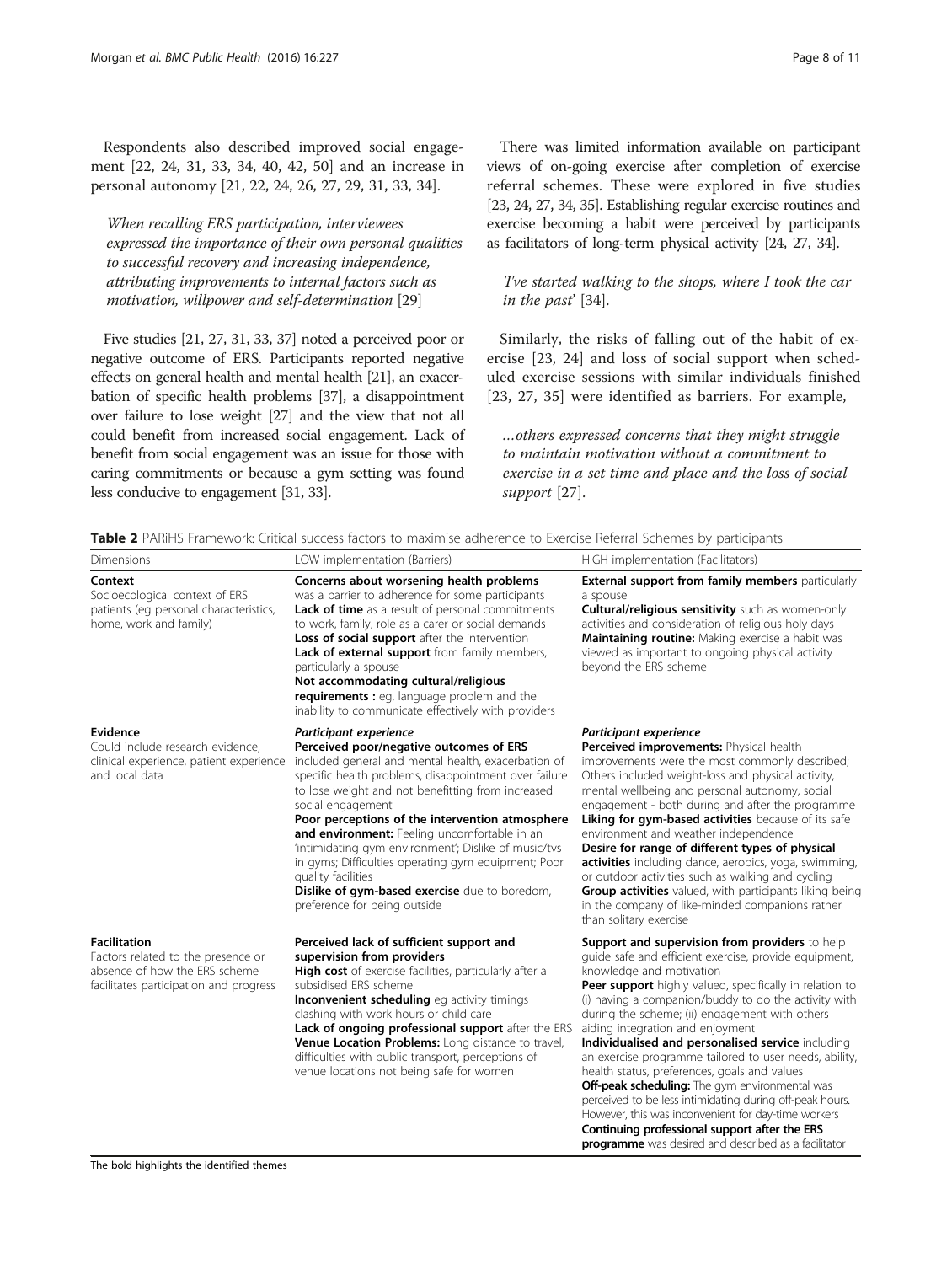Respondents also described improved social engagement [22, 24, 31, 33, 34, 40, 42, 50] and an increase in personal autonomy [21, 22, 24, 26, 27, 29, 31, 33, 34].

> *When recalling ERS participation, interviewees expressed the importance of their own personal qualities to successful recovery and increasing independence, attributing improvements to internal factors such as motivation, willpower and self-determination* [29]

Five studies [21, 27, 31, 33, 37] noted a perceived poor or negative outcome of ERS. Participants reported negative effects on general health and mental health [21], an exacerbation of specific health problems [37], a disappointment over failure to lose weight [27] and the view that not all could benefit from increased social engagement. Lack of benefit from social engagement was an issue for those with caring commitments or because a gym setting was found less conducive to engagement [31, 33].

There was limited information available on participant views of on-going exercise after completion of exercise referral schemes. These were explored in five studies [23, 24, 27, 34, 35]. Establishing regular exercise routines and exercise becoming a habit were perceived by participants as facilitators of long-term physical activity [24, 27, 34].

> *'I've started walking to the shops, where I took the car in the past'* [34].

Similarly, the risks of falling out of the habit of exercise [23, 24] and loss of social support when scheduled exercise sessions with similar individuals finished [23, 27, 35] were identified as barriers. For example,

> *…others expressed concerns that they might struggle to maintain motivation without a commitment to exercise in a set time and place and the loss of social support* [27].

**Table 2** PARiHS Framework: Critical success factors to maximise adherence to Exercise Referral Schemes by participants

| Dimensions | LOW implementation (Barriers) | HIGH implementation (Facilitators) |
|---|---|---|
| **Context**<br>Socioecological context of ERS patients (eg personal characteristics, home, work and family) | **Concerns about worsening health problems** was a barrier to adherence for some participants<br>**Lack of time** as a result of personal commitments to work, family, role as a carer or social demands<br>**Loss of social support** after the intervention<br>**Lack of external support** from family members, particularly a spouse<br>**Not accommodating cultural/religious requirements :** eg, language problem and the inability to communicate effectively with providers | **External support from family members** particularly a spouse<br>**Cultural/religious sensitivity** such as women-only activities and consideration of religious holy days<br>**Maintaining routine:** Making exercise a habit was viewed as important to ongoing physical activity beyond the ERS scheme |
| **Evidence**<br>Could include research evidence, clinical experience, patient experience and local data | ***Participant experience***<br>**Perceived poor/negative outcomes of ERS** included general and mental health, exacerbation of specific health problems, disappointment over failure to lose weight and not benefitting from increased social engagement<br>**Poor perceptions of the intervention atmosphere and environment:** Feeling uncomfortable in an 'intimidating gym environment'; Dislike of music/tvs in gyms; Difficulties operating gym equipment; Poor quality facilities<br>**Dislike of gym-based exercise** due to boredom, preference for being outside | ***Participant experience***<br>**Perceived improvements:** Physical health improvements were the most commonly described; Others included weight-loss and physical activity, mental wellbeing and personal autonomy, social engagement - both during and after the programme<br>**Liking for gym-based activities** because of its safe environment and weather independence<br>**Desire for range of different types of physical activities** including dance, aerobics, yoga, swimming, or outdoor activities such as walking and cycling<br>**Group activities** valued, with participants liking being in the company of like-minded companions rather than solitary exercise |
| **Facilitation**<br>Factors related to the presence or absence of how the ERS scheme facilitates participation and progress | **Perceived lack of sufficient support and supervision from providers**<br>**High cost** of exercise facilities, particularly after a subsidised ERS scheme<br>**Inconvenient scheduling** eg activity timings clashing with work hours or child care<br>**Lack of ongoing professional support** after the ERS<br>**Venue Location Problems:** Long distance to travel, difficulties with public transport, perceptions of venue locations not being safe for women | **Support and supervision from providers** to help guide safe and efficient exercise, provide equipment, knowledge and motivation<br>**Peer support** highly valued, specifically in relation to (i) having a companion/buddy to do the activity with during the scheme; (ii) engagement with others aiding integration and enjoyment<br>**Individualised and personalised service** including an exercise programme tailored to user needs, ability, health status, preferences, goals and values<br>**Off-peak scheduling:** The gym environmental was perceived to be less intimidating during off-peak hours. However, this was inconvenient for day-time workers<br>**Continuing professional support after the ERS programme** was desired and described as a facilitator |

The bold highlights the identified themes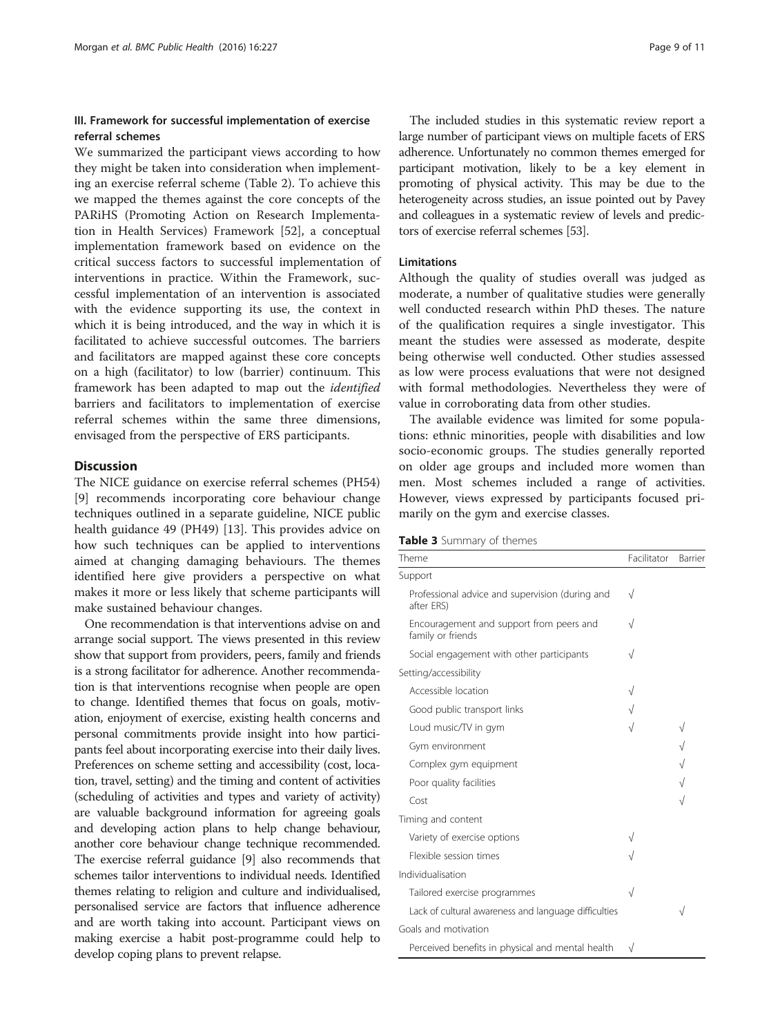### III. Framework for successful implementation of exercise referral schemes

We summarized the participant views according to how they might be taken into consideration when implementing an exercise referral scheme (Table 2). To achieve this we mapped the themes against the core concepts of the PARiHS (Promoting Action on Research Implementation in Health Services) Framework [52], a conceptual implementation framework based on evidence on the critical success factors to successful implementation of interventions in practice. Within the Framework, successful implementation of an intervention is associated with the evidence supporting its use, the context in which it is being introduced, and the way in which it is facilitated to achieve successful outcomes. The barriers and facilitators are mapped against these core concepts on a high (facilitator) to low (barrier) continuum. This framework has been adapted to map out the *identified* barriers and facilitators to implementation of exercise referral schemes within the same three dimensions, envisaged from the perspective of ERS participants.

## Discussion

The NICE guidance on exercise referral schemes (PH54) [9] recommends incorporating core behaviour change techniques outlined in a separate guideline, NICE public health guidance 49 (PH49) [13]. This provides advice on how such techniques can be applied to interventions aimed at changing damaging behaviours. The themes identified here give providers a perspective on what makes it more or less likely that scheme participants will make sustained behaviour changes.

One recommendation is that interventions advise on and arrange social support. The views presented in this review show that support from providers, peers, family and friends is a strong facilitator for adherence. Another recommendation is that interventions recognise when people are open to change. Identified themes that focus on goals, motivation, enjoyment of exercise, existing health concerns and personal commitments provide insight into how participants feel about incorporating exercise into their daily lives. Preferences on scheme setting and accessibility (cost, location, travel, setting) and the timing and content of activities (scheduling of activities and types and variety of activity) are valuable background information for agreeing goals and developing action plans to help change behaviour, another core behaviour change technique recommended. The exercise referral guidance [9] also recommends that schemes tailor interventions to individual needs. Identified themes relating to religion and culture and individualised, personalised service are factors that influence adherence and are worth taking into account. Participant views on making exercise a habit post-programme could help to develop coping plans to prevent relapse.

The included studies in this systematic review report a large number of participant views on multiple facets of ERS adherence. Unfortunately no common themes emerged for participant motivation, likely to be a key element in promoting of physical activity. This may be due to the heterogeneity across studies, an issue pointed out by Pavey and colleagues in a systematic review of levels and predictors of exercise referral schemes [53].

### Limitations

Although the quality of studies overall was judged as moderate, a number of qualitative studies were generally well conducted research within PhD theses. The nature of the qualification requires a single investigator. This meant the studies were assessed as moderate, despite being otherwise well conducted. Other studies assessed as low were process evaluations that were not designed with formal methodologies. Nevertheless they were of value in corroborating data from other studies.

The available evidence was limited for some populations: ethnic minorities, people with disabilities and low socio-economic groups. The studies generally reported on older age groups and included more women than men. Most schemes included a range of activities. However, views expressed by participants focused primarily on the gym and exercise classes.

**Table 3** Summary of themes

| Theme | Facilitator | Barrier |
|---|---|---|
| Support | | |
| Professional advice and supervision (during and after ERS) | √ | |
| Encouragement and support from peers and family or friends | √ | |
| Social engagement with other participants | √ | |
| Setting/accessibility | | |
| Accessible location | √ | |
| Good public transport links | √ | |
| Loud music/TV in gym | √ | √ |
| Gym environment | | √ |
| Complex gym equipment | | √ |
| Poor quality facilities | | √ |
| Cost | | √ |
| Timing and content | | |
| Variety of exercise options | √ | |
| Flexible session times | √ | |
| Individualisation | | |
| Tailored exercise programmes | √ | |
| Lack of cultural awareness and language difficulties | | √ |
| Goals and motivation | | |
| Perceived benefits in physical and mental health | √ | |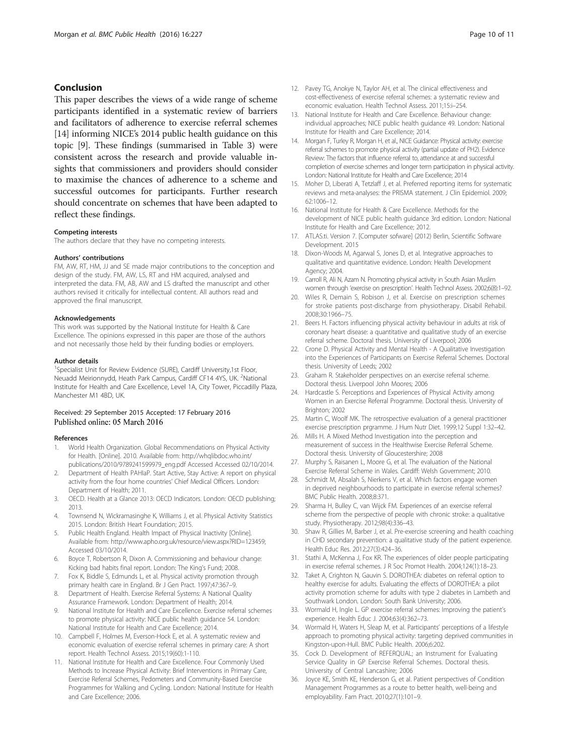## Conclusion

This paper describes the views of a wide range of scheme participants identified in a systematic review of barriers and facilitators of adherence to exercise referral schemes [14] informing NICE's 2014 public health guidance on this topic [9]. These findings (summarised in Table 3) were consistent across the research and provide valuable insights that commissioners and providers should consider to maximise the chances of adherence to a scheme and successful outcomes for participants. Further research should concentrate on schemes that have been adapted to reflect these findings.

#### Competing interests

The authors declare that they have no competing interests.

#### Authors' contributions

FM, AW, RT, HM, JJ and SE made major contributions to the conception and design of the study. FM, AW, LS, RT and HM acquired, analysed and interpreted the data. FM, AB, AW and LS drafted the manuscript and other authors revised it critically for intellectual content. All authors read and approved the final manuscript.

#### Acknowledgements

This work was supported by the National Institute for Health & Care Excellence. The opinions expressed in this paper are those of the authors and not necessarily those held by their funding bodies or employers.

#### Author details

[1]Specialist Unit for Review Evidence (SURE), Cardiff University,1st Floor, Neuadd Meirionnydd, Heath Park Campus, Cardiff CF14 4YS, UK. [2]National Institute for Health and Care Excellence, Level 1A, City Tower, Piccadilly Plaza, Manchester M1 4BD, UK.

Received: 29 September 2015 Accepted: 17 February 2016
Published online: 05 March 2016

#### References

1. World Health Organization. Global Recommendations on Physical Activity for Health. [Online]. 2010. Available from: http://whqlibdoc.who.int/publications/2010/9789241599979_eng.pdf Accessed Accessed 02/10/2014.
2. Department of Health PAHIaP. Start Active, Stay Active: A report on physical activity from the four home countries' Chief Medical Officers. London: Department of Health; 2011.
3. OECD. Health at a Glance 2013: OECD Indicators. London: OECD publishing; 2013.
4. Townsend N, Wickramasinghe K, Williams J, et al. Physical Activity Statistics 2015. London: British Heart Foundation; 2015.
5. Public Health England. Health Impact of Physical Inactivity [Online]. Available from: http://www.apho.org.uk/resource/view.aspx?RID=123459; Accessed 03/10/2014.
6. Boyce T, Robertson R, Dixon A. Commissioning and behaviour change: Kicking bad habits final report. London: The King's Fund; 2008.
7. Fox K, Biddle S, Edmunds L, et al. Physical activity promotion through primary health care in England. Br J Gen Pract. 1997;47:367–9.
8. Department of Health. Exercise Referral Systems: A National Quality Assurance Framework. London: Department of Health; 2014.
9. National Institute for Health and Care Excellence. Exercise referral schemes to promote physical activity: NICE public health guidance 54. London: National Institute for Health and Care Excellence; 2014.
10. Campbell F, Holmes M, Everson-Hock E, et al. A systematic review and economic evaluation of exercise referral schemes in primary care: A short report. Health Technol Assess. 2015;19(60):1-110.
11. National Institute for Health and Care Excellence. Four Commonly Used Methods to Increase Physical Activity: Brief Interventions in Primary Care, Exercise Referral Schemes, Pedometers and Community-Based Exercise Programmes for Walking and Cycling. London: National Institute for Health and Care Excellence; 2006.
12. Pavey TG, Anokye N, Taylor AH, et al. The clinical effectiveness and cost-effectiveness of exercise referral schemes: a systematic review and economic evaluation. Health Technol Assess. 2011;15:i–254.
13. National Institute for Health and Care Excellence. Behaviour change: individual approaches; NICE public health guidance 49. London: National Institute for Health and Care Excellence; 2014.
14. Morgan F, Turley R, Morgan H, et al., NICE Guidance: Physical activity: exercise referral schemes to promote physical activity (partial update of PH2). Evidence Review: The factors that influence referral to, attendance at and successful completion of exercise schemes and longer term participation in physical activity. London: National Institute for Health and Care Excellence; 2014
15. Moher D, Liberati A, Tetzlaff J, et al. Preferred reporting items for systematic reviews and meta-analyses: the PRISMA statement. J Clin Epidemiol. 2009; 62:1006–12.
16. National Institute for Health & Care Excellence. Methods for the development of NICE public health guidance 3rd edition. London: National Institute for Health and Care Excellence; 2012.
17. ATLAS.ti. Version 7. [Computer sofware] (2012) Berlin, Scientific Software Development. 2015
18. Dixon-Woods M, Agarwal S, Jones D, et al. Integrative approaches to qualitative and quantitative evidence. London: Health Development Agency; 2004.
19. Carroll R, Ali N, Azam N. Promoting physical activity in South Asian Muslim women through 'exercise on prescription'. Health Technol Assess. 2002;6(8):1–92.
20. Wiles R, Demain S, Robison J, et al. Exercise on prescription schemes for stroke patients post-discharge from physiotherapy. Disabil Rehabil. 2008;30:1966–75.
21. Beers H. Factors influencing physical activity behaviour in adults at risk of coronary heart disease: a quantitative and qualitative study of an exercise referral scheme. Doctoral thesis. University of Liverpool; 2006
22. Crone D. Physical Activity and Mental Health - A Qualitative Investigation into the Experiences of Participants on Exercise Referral Schemes. Doctoral thesis. University of Leeds; 2002
23. Graham R. Stakeholder perspectives on an exercise referral scheme. Doctoral thesis. Liverpool John Moores; 2006
24. Hardcastle S. Perceptions and Experiences of Physical Activity among Women in an Exercise Referral Programme. Doctoral thesis. University of Brighton; 2002
25. Martin C, Woolf MK. The retrospective evaluation of a general practitioner exercise prescription prgramme. J Hum Nutr Diet. 1999;12 Suppl 1:32–42.
26. Mills H. A Mixed Method Investigation into the perception and measurement of success in the Healthwise Exercise Referral Scheme. Doctoral thesis. University of Gloucestershire; 2008
27. Murphy S, Raisanen L, Moore G, et al. The evaluation of the National Exercise Referral Scheme in Wales. Cardiff: Welsh Government; 2010.
28. Schmidt M, Absalah S, Nierkens V, et al. Which factors engage women in deprived neighbourhoods to participate in exercise referral schemes? BMC Public Health. 2008;8:371.
29. Sharma H, Bulley C, van Wijck FM. Experiences of an exercise referral scheme from the perspective of people with chronic stroke: a qualitative study. Physiotherapy. 2012;98(4):336–43.
30. Shaw R, Gillies M, Barber J, et al. Pre-exercise screening and health coaching in CHD secondary prevention: a qualitative study of the patient experience. Health Educ Res. 2012;27(3):424–36.
31. Stathi A, McKenna J, Fox KR. The experiences of older people participating in exercise referral schemes. J R Soc Promot Health. 2004;124(1):18–23.
32. Taket A, Crighton N, Gauvin S. DOROTHEA: diabetes on referral option to healthy exercise for adults. Evaluating the effects of DOROTHEA: a pilot activity promotion scheme for adults with type 2 diabetes in Lambeth and Southwark London. London: South Bank University; 2006.
33. Wormald H, Ingle L. GP exercise referral schemes: Improving the patient's experience. Health Educ J. 2004;63(4):362–73.
34. Wormald H, Waters H, Sleap M, et al. Participants' perceptions of a lifestyle approach to promoting physical activity: targeting deprived communities in Kingston-upon-Hull. BMC Public Health. 2006;6:202.
35. Cock D. Development of REFERQUAL; an Instrument for Evaluating Service Quality in GP Exercise Referral Schemes. Doctoral thesis. University of Central Lancashire; 2006
36. Joyce KE, Smith KE, Henderson G, et al. Patient perspectives of Condition Management Programmes as a route to better health, well-being and employability. Fam Pract. 2010;27(1):101–9.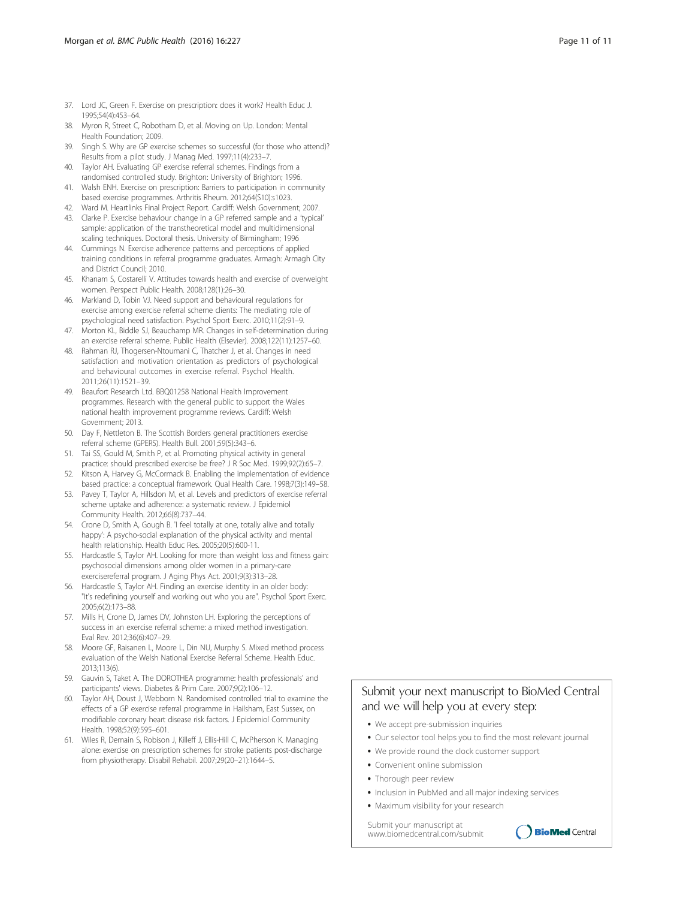37. Lord JC, Green F. Exercise on prescription: does it work? Health Educ J. 1995;54(4):453–64.
38. Myron R, Street C, Robotham D, et al. Moving on Up. London: Mental Health Foundation; 2009.
39. Singh S. Why are GP exercise schemes so successful (for those who attend)? Results from a pilot study. J Manag Med. 1997;11(4):233–7.
40. Taylor AH. Evaluating GP exercise referral schemes. Findings from a randomised controlled study. Brighton: University of Brighton; 1996.
41. Walsh ENH. Exercise on prescription: Barriers to participation in community based exercise programmes. Arthritis Rheum. 2012;64(S10):s1023.
42. Ward M. Heartlinks Final Project Report. Cardiff: Welsh Government; 2007.
43. Clarke P. Exercise behaviour change in a GP referred sample and a 'typical' sample: application of the transtheoretical model and multidimensional scaling techniques. Doctoral thesis. University of Birmingham; 1996
44. Cummings N. Exercise adherence patterns and perceptions of applied training conditions in referral programme graduates. Armagh: Armagh City and District Council; 2010.
45. Khanam S, Costarelli V. Attitudes towards health and exercise of overweight women. Perspect Public Health. 2008;128(1):26–30.
46. Markland D, Tobin VJ. Need support and behavioural regulations for exercise among exercise referral scheme clients: The mediating role of psychological need satisfaction. Psychol Sport Exerc. 2010;11(2):91–9.
47. Morton KL, Biddle SJ, Beauchamp MR. Changes in self-determination during an exercise referral scheme. Public Health (Elsevier). 2008;122(11):1257–60.
48. Rahman RJ, Thogersen-Ntoumani C, Thatcher J, et al. Changes in need satisfaction and motivation orientation as predictors of psychological and behavioural outcomes in exercise referral. Psychol Health. 2011;26(11):1521–39.
49. Beaufort Research Ltd. BBQ01258 National Health Improvement programmes. Research with the general public to support the Wales national health improvement programme reviews. Cardiff: Welsh Government; 2013.
50. Day F, Nettleton B. The Scottish Borders general practitioners exercise referral scheme (GPERS). Health Bull. 2001;59(5):343–6.
51. Tai SS, Gould M, Smith P, et al. Promoting physical activity in general practice: should prescribed exercise be free? J R Soc Med. 1999;92(2):65–7.
52. Kitson A, Harvey G, McCormack B. Enabling the implementation of evidence based practice: a conceptual framework. Qual Health Care. 1998;7(3):149–58.
53. Pavey T, Taylor A, Hillsdon M, et al. Levels and predictors of exercise referral scheme uptake and adherence: a systematic review. J Epidemiol Community Health. 2012;66(8):737–44.
54. Crone D, Smith A, Gough B. 'I feel totally at one, totally alive and totally happy': A psycho-social explanation of the physical activity and mental health relationship. Health Educ Res. 2005;20(5):600-11.
55. Hardcastle S, Taylor AH. Looking for more than weight loss and fitness gain: psychosocial dimensions among older women in a primary-care exercisereferral program. J Aging Phys Act. 2001;9(3):313–28.
56. Hardcastle S, Taylor AH. Finding an exercise identity in an older body: "It's redefining yourself and working out who you are". Psychol Sport Exerc. 2005;6(2):173–88.
57. Mills H, Crone D, James DV, Johnston LH. Exploring the perceptions of success in an exercise referral scheme: a mixed method investigation. Eval Rev. 2012;36(6):407–29.
58. Moore GF, Raisanen L, Moore L, Din NU, Murphy S. Mixed method process evaluation of the Welsh National Exercise Referral Scheme. Health Educ. 2013;113(6).
59. Gauvin S, Taket A. The DOROTHEA programme: health professionals' and participants' views. Diabetes & Prim Care. 2007;9(2):106–12.
60. Taylor AH, Doust J, Webborn N. Randomised controlled trial to examine the effects of a GP exercise referral programme in Hailsham, East Sussex, on modifiable coronary heart disease risk factors. J Epidemiol Community Health. 1998;52(9):595–601.
61. Wiles R, Demain S, Robison J, Killeff J, Ellis-Hill C, McPherson K. Managing alone: exercise on prescription schemes for stroke patients post-discharge from physiotherapy. Disabil Rehabil. 2007;29(20–21):1644–5.

Submit your next manuscript to BioMed Central and we will help you at every step:

- We accept pre-submission inquiries
- Our selector tool helps you to find the most relevant journal
- We provide round the clock customer support
- Convenient online submission
- Thorough peer review
- Inclusion in PubMed and all major indexing services
- Maximum visibility for your research

Submit your manuscript at www.biomedcentral.com/submit

BioMed Central